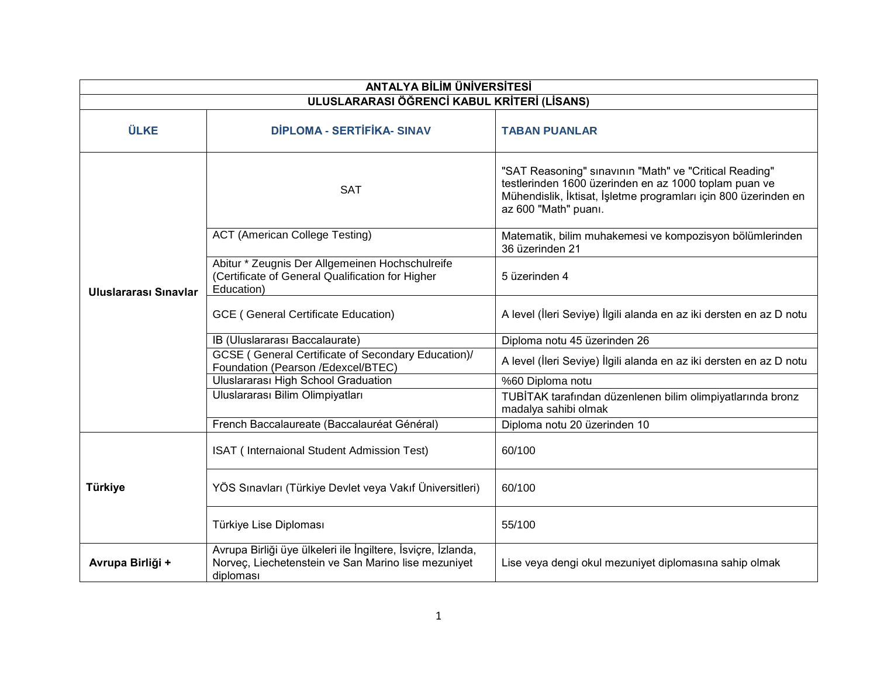| ANTALYA BİLİM ÜNİVERSİTESİ | | |
|---|---|---|
| **ULUSLARARASI ÖĞRENCİ KABUL KRİTERİ (LİSANS)** | | |
| **ÜLKE** | **DİPLOMA - SERTİFİKA- SINAV** | **TABAN PUANLAR** |
| **Uluslararası Sınavlar** | SAT | "SAT Reasoning" sınavının "Math" ve "Critical Reading" testlerinden 1600 üzerinden en az 1000 toplam puan ve Mühendislik, İktisat, İşletme programları için 800 üzerinden en az 600 "Math" puanı. |
| | ACT (American College Testing) | Matematik, bilim muhakemesi ve kompozisyon bölümlerinden 36 üzerinden 21 |
| | Abitur * Zeugnis Der Allgemeinen Hochschulreife (Certificate of General Qualification for Higher Education) | 5 üzerinden 4 |
| | GCE ( General Certificate Education) | A level (İleri Seviye) İlgili alanda en az iki dersten en az D notu |
| | IB (Uluslararası Baccalaurate) | Diploma notu 45 üzerinden 26 |
| | GCSE ( General Certificate of Secondary Education)/ Foundation (Pearson /Edexcel/BTEC) | A level (İleri Seviye) İlgili alanda en az iki dersten en az D notu |
| | Uluslararası High School Graduation | %60 Diploma notu |
| | Uluslararası Bilim Olimpiyatları | TUBİTAK tarafından düzenlenen bilim olimpiyatlarında bronz madalya sahibi olmak |
| | French Baccalaureate (Baccalauréat Général) | Diploma notu 20 üzerinden 10 |
| **Türkiye** | ISAT ( Internaional Student Admission Test) | 60/100 |
| | YÖS Sınavları (Türkiye Devlet veya Vakıf Üniversitleri) | 60/100 |
| | Türkiye Lise Diploması | 55/100 |
| **Avrupa Birliği +** | Avrupa Birliği üye ülkeleri ile İngiltere, İsviçre, İzlanda, Norveç, Liechetenstein ve San Marino lise mezuniyet diploması | Lise veya dengi okul mezuniyet diplomasına sahip olmak |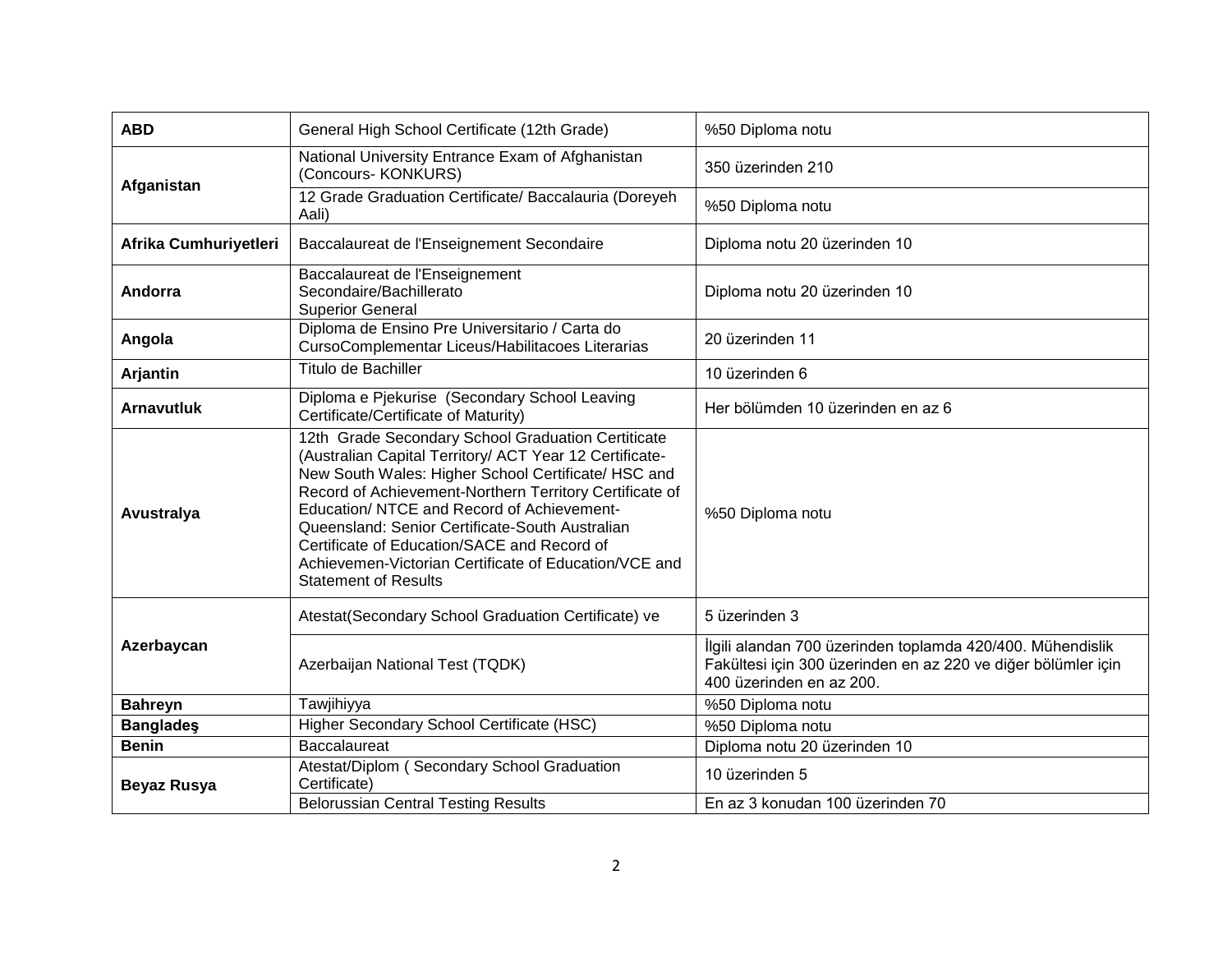| | | |
|---|---|---|
| **ABD** | General High School Certificate (12th Grade) | %50 Diploma notu |
| **Afganistan** | National University Entrance Exam of Afghanistan (Concours- KONKURS) | 350 üzerinden 210 |
| | 12 Grade Graduation Certificate/ Baccalauria (Doreyeh Aali) | %50 Diploma notu |
| **Afrika Cumhuriyetleri** | Baccalaureat de l'Enseignement Secondaire | Diploma notu 20 üzerinden 10 |
| **Andorra** | Baccalaureat de l'Enseignement Secondaire/Bachillerato Superior General | Diploma notu 20 üzerinden 10 |
| **Angola** | Diploma de Ensino Pre Universitario / Carta do CursoComplementar Liceus/Habilitacoes Literarias | 20 üzerinden 11 |
| **Arjantin** | Titulo de Bachiller | 10 üzerinden 6 |
| **Arnavutluk** | Diploma e Pjekurise (Secondary School Leaving Certificate/Certificate of Maturity) | Her bölümden 10 üzerinden en az 6 |
| **Avustralya** | 12th Grade Secondary School Graduation Certiticate (Australian Capital Territory/ ACT Year 12 Certificate-New South Wales: Higher School Certificate/ HSC and Record of Achievement-Northern Territory Certificate of Education/ NTCE and Record of Achievement-Queensland: Senior Certificate-South Australian Certificate of Education/SACE and Record of Achievemen-Victorian Certificate of Education/VCE and Statement of Results | %50 Diploma notu |
| **Azerbaycan** | Atestat(Secondary School Graduation Certificate) ve | 5 üzerinden 3 |
| | Azerbaijan National Test (TQDK) | İlgili alandan 700 üzerinden toplamda 420/400. Mühendislik Fakültesi için 300 üzerinden en az 220 ve diğer bölümler için 400 üzerinden en az 200. |
| **Bahreyn** | Tawjihiyya | %50 Diploma notu |
| **Bangladeş** | Higher Secondary School Certificate (HSC) | %50 Diploma notu |
| **Benin** | Baccalaureat | Diploma notu 20 üzerinden 10 |
| **Beyaz Rusya** | Atestat/Diplom ( Secondary School Graduation Certificate) | 10 üzerinden 5 |
| | Belorussian Central Testing Results | En az 3 konudan 100 üzerinden 70 |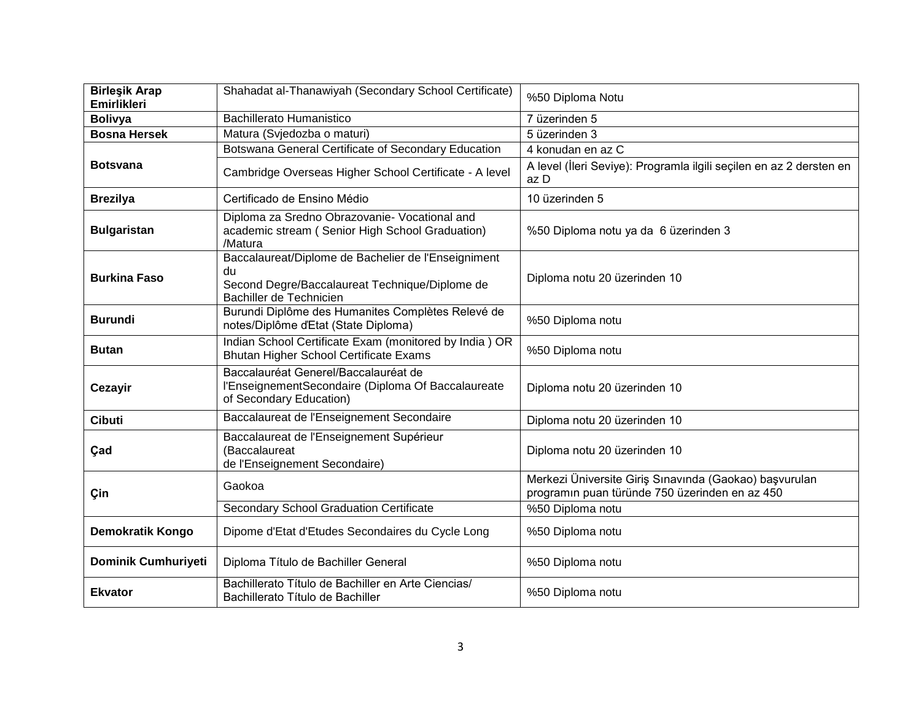| | | |
|---|---|---|
| **Birleşik Arap Emirlikleri** | Shahadat al-Thanawiyah (Secondary School Certificate) | %50 Diploma Notu |
| **Bolivya** | Bachillerato Humanistico | 7 üzerinden 5 |
| **Bosna Hersek** | Matura (Svjedozba o maturi) | 5 üzerinden 3 |
| **Botsvana** | Botswana General Certificate of Secondary Education | 4 konudan en az C |
| | Cambridge Overseas Higher School Certificate - A level | A level (İleri Seviye): Programla ilgili seçilen en az 2 dersten en az D |
| **Brezilya** | Certificado de Ensino Médio | 10 üzerinden 5 |
| **Bulgaristan** | Diploma za Sredno Obrazovanie- Vocational and academic stream ( Senior High School Graduation) /Matura | %50 Diploma notu ya da 6 üzerinden 3 |
| **Burkina Faso** | Baccalaureat/Diplome de Bachelier de l'Enseigniment du Second Degre/Baccalaureat Technique/Diplome de Bachiller de Technicien | Diploma notu 20 üzerinden 10 |
| **Burundi** | Burundi Diplôme des Humanites Complètes Relevé de notes/Diplôme ďEtat (State Diploma) | %50 Diploma notu |
| **Butan** | Indian School Certificate Exam (monitored by India ) OR Bhutan Higher School Certificate Exams | %50 Diploma notu |
| **Cezayir** | Baccalauréat Generel/Baccalauréat de l'EnseignementSecondaire (Diploma Of Baccalaureate of Secondary Education) | Diploma notu 20 üzerinden 10 |
| **Cibuti** | Baccalaureat de l'Enseignement Secondaire | Diploma notu 20 üzerinden 10 |
| **Çad** | Baccalaureat de l'Enseignement Supérieur (Baccalaureat de l'Enseignement Secondaire) | Diploma notu 20 üzerinden 10 |
| **Çin** | Gaokoa | Merkezi Üniversite Giriş Sınavında (Gaokao) başvurulan programın puan türünde 750 üzerinden en az 450 |
| | Secondary School Graduation Certificate | %50 Diploma notu |
| **Demokratik Kongo** | Dipome d'Etat d'Etudes Secondaires du Cycle Long | %50 Diploma notu |
| **Dominik Cumhuriyeti** | Diploma Título de Bachiller General | %50 Diploma notu |
| **Ekvator** | Bachillerato Título de Bachiller en Arte Ciencias/ Bachillerato Título de Bachiller | %50 Diploma notu |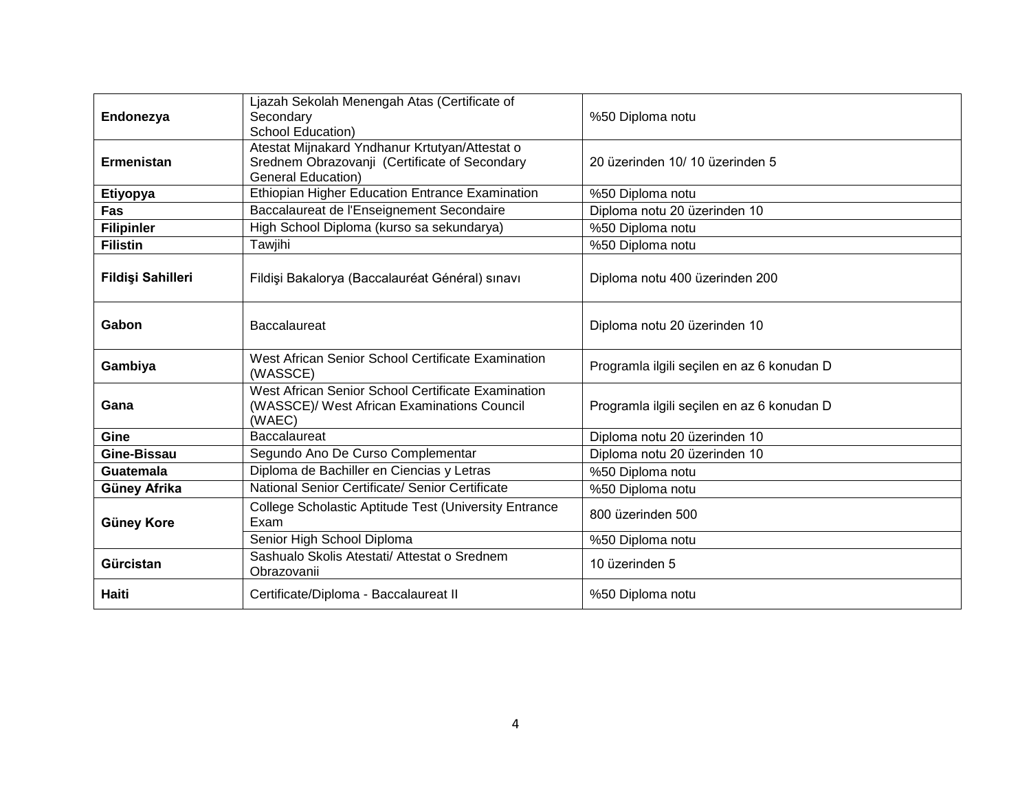| | | |
|---|---|---|
| **Endonezya** | Ljazah Sekolah Menengah Atas (Certificate of Secondary School Education) | %50 Diploma notu |
| **Ermenistan** | Atestat Mijnakard Yndhanur Krtutyan/Attestat o Srednem Obrazovanji (Certificate of Secondary General Education) | 20 üzerinden 10/ 10 üzerinden 5 |
| **Etiyopya** | Ethiopian Higher Education Entrance Examination | %50 Diploma notu |
| **Fas** | Baccalaureat de l'Enseignement Secondaire | Diploma notu 20 üzerinden 10 |
| **Filipinler** | High School Diploma (kurso sa sekundarya) | %50 Diploma notu |
| **Filistin** | Tawjihi | %50 Diploma notu |
| **Fildişi Sahilleri** | Fildişi Bakalorya (Baccalauréat Général) sınavı | Diploma notu 400 üzerinden 200 |
| **Gabon** | Baccalaureat | Diploma notu 20 üzerinden 10 |
| **Gambiya** | West African Senior School Certificate Examination (WASSCE) | Programla ilgili seçilen en az 6 konudan D |
| **Gana** | West African Senior School Certificate Examination (WASSCE)/ West African Examinations Council (WAEC) | Programla ilgili seçilen en az 6 konudan D |
| **Gine** | Baccalaureat | Diploma notu 20 üzerinden 10 |
| **Gine-Bissau** | Segundo Ano De Curso Complementar | Diploma notu 20 üzerinden 10 |
| **Guatemala** | Diploma de Bachiller en Ciencias y Letras | %50 Diploma notu |
| **Güney Afrika** | National Senior Certificate/ Senior Certificate | %50 Diploma notu |
| **Güney Kore** | College Scholastic Aptitude Test (University Entrance Exam | 800 üzerinden 500 |
| | Senior High School Diploma | %50 Diploma notu |
| **Gürcistan** | Sashualo Skolis Atestati/ Attestat o Srednem Obrazovanii | 10 üzerinden 5 |
| **Haiti** | Certificate/Diploma - Baccalaureat II | %50 Diploma notu |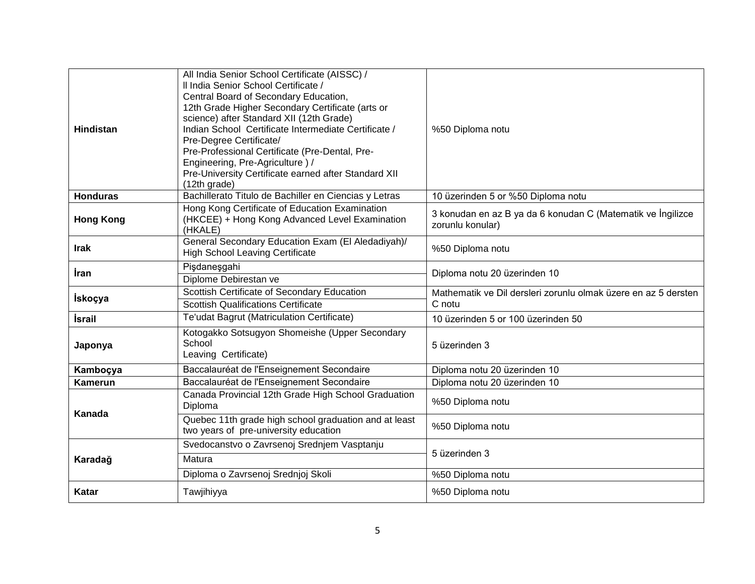| | | |
|---|---|---|
| **Hindistan** | All India Senior School Certificate (AISSC) / ll India Senior School Certificate / Central Board of Secondary Education, 12th Grade Higher Secondary Certificate (arts or science) after Standard XII (12th Grade) Indian School Certificate Intermediate Certificate / Pre-Degree Certificate/ Pre-Professional Certificate (Pre-Dental, Pre-Engineering, Pre-Agriculture ) / Pre-University Certificate earned after Standard XII (12th grade) | %50 Diploma notu |
| **Honduras** | Bachillerato Titulo de Bachiller en Ciencias y Letras | 10 üzerinden 5 or %50 Diploma notu |
| **Hong Kong** | Hong Kong Certificate of Education Examination (HKCEE) + Hong Kong Advanced Level Examination (HKALE) | 3 konudan en az B ya da 6 konudan C (Matematik ve İngilizce zorunlu konular) |
| **Irak** | General Secondary Education Exam (El Aledadiyah)/ High School Leaving Certificate | %50 Diploma notu |
| **İran** | Pişdaneşgahi | Diploma notu 20 üzerinden 10 |
| | Diplome Debirestan ve | |
| **İskoçya** | Scottish Certificate of Secondary Education | Mathematik ve Dil dersleri zorunlu olmak üzere en az 5 dersten C notu |
| | Scottish Qualifications Certificate | |
| **İsrail** | Te'udat Bagrut (Matriculation Certificate) | 10 üzerinden 5 or 100 üzerinden 50 |
| **Japonya** | Kotogakko Sotsugyon Shomeishe (Upper Secondary School Leaving Certificate) | 5 üzerinden 3 |
| **Kamboçya** | Baccalauréat de l'Enseignement Secondaire | Diploma notu 20 üzerinden 10 |
| **Kamerun** | Baccalauréat de l'Enseignement Secondaire | Diploma notu 20 üzerinden 10 |
| **Kanada** | Canada Provincial 12th Grade High School Graduation Diploma | %50 Diploma notu |
| | Quebec 11th grade high school graduation and at least two years of pre-university education | %50 Diploma notu |
| **Karadağ** | Svedocanstvo o Zavrsenoj Srednjem Vasptanju | 5 üzerinden 3 |
| | Matura | |
| | Diploma o Zavrsenoj Srednjoj Skoli | %50 Diploma notu |
| **Katar** | Tawjihiyya | %50 Diploma notu |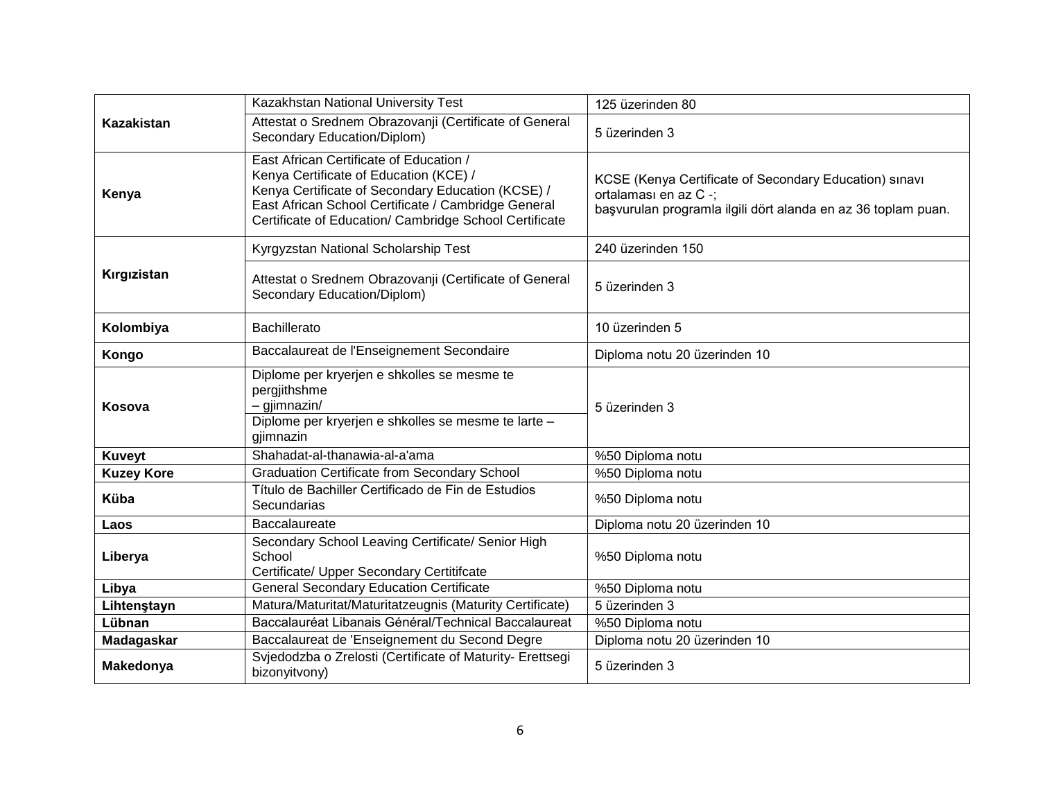| | | |
|---|---|---|
| **Kazakistan** | Kazakhstan National University Test | 125 üzerinden 80 |
| | Attestat o Srednem Obrazovanji (Certificate of General Secondary Education/Diplom) | 5 üzerinden 3 |
| **Kenya** | East African Certificate of Education / Kenya Certificate of Education (KCE) / Kenya Certificate of Secondary Education (KCSE) / East African School Certificate / Cambridge General Certificate of Education/ Cambridge School Certificate | KCSE (Kenya Certificate of Secondary Education) sınavı ortalaması en az C -; başvurulan programla ilgili dört alanda en az 36 toplam puan. |
| **Kırgızistan** | Kyrgyzstan National Scholarship Test | 240 üzerinden 150 |
| | Attestat o Srednem Obrazovanji (Certificate of General Secondary Education/Diplom) | 5 üzerinden 3 |
| **Kolombiya** | Bachillerato | 10 üzerinden 5 |
| **Kongo** | Baccalaureat de l'Enseignement Secondaire | Diploma notu 20 üzerinden 10 |
| **Kosova** | Diplome per kryerjen e shkolles se mesme te pergjithshme – gjimnazin/ | 5 üzerinden 3 |
| | Diplome per kryerjen e shkolles se mesme te larte – gjimnazin | |
| **Kuveyt** | Shahadat-al-thanawia-al-a'ama | %50 Diploma notu |
| **Kuzey Kore** | Graduation Certificate from Secondary School | %50 Diploma notu |
| **Küba** | Título de Bachiller Certificado de Fin de Estudios Secundarias | %50 Diploma notu |
| **Laos** | Baccalaureate | Diploma notu 20 üzerinden 10 |
| **Liberya** | Secondary School Leaving Certificate/ Senior High School Certificate/ Upper Secondary Certitifcate | %50 Diploma notu |
| **Libya** | General Secondary Education Certificate | %50 Diploma notu |
| **Lihtenştayn** | Matura/Maturitat/Maturitatzeugnis (Maturity Certificate) | 5 üzerinden 3 |
| **Lübnan** | Baccalauréat Libanais Général/Technical Baccalaureat | %50 Diploma notu |
| **Madagaskar** | Baccalaureat de 'Enseignement du Second Degre | Diploma notu 20 üzerinden 10 |
| **Makedonya** | Svjedodzba o Zrelosti (Certificate of Maturity- Erettsegi bizonyitvony) | 5 üzerinden 3 |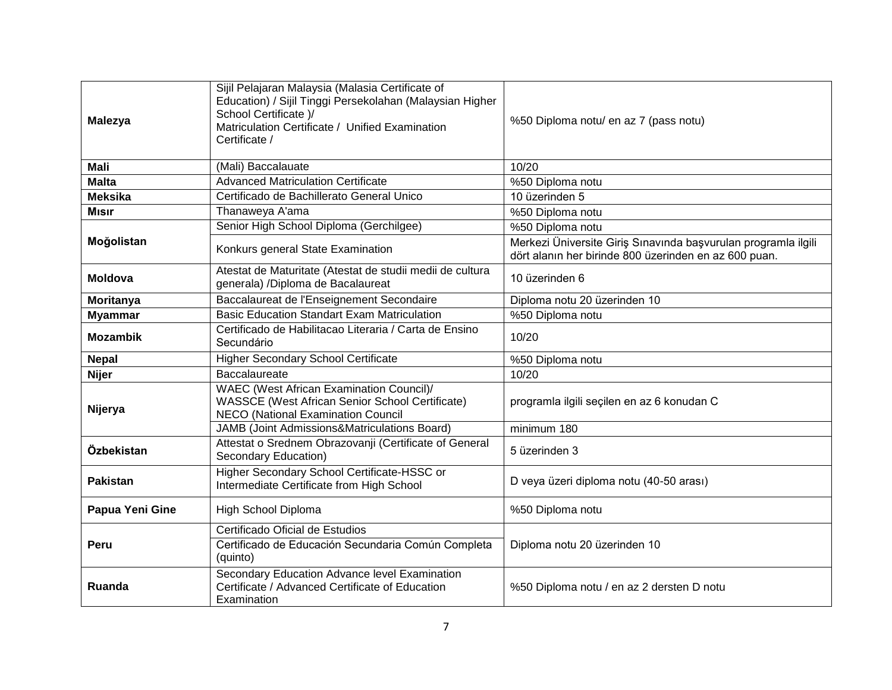| | | |
|---|---|---|
| **Malezya** | Sijil Pelajaran Malaysia (Malasia Certificate of Education) / Sijil Tinggi Persekolahan (Malaysian Higher School Certificate )/ Matriculation Certificate / Unified Examination Certificate / | %50 Diploma notu/ en az 7 (pass notu) |
| **Mali** | (Mali) Baccalauate | 10/20 |
| **Malta** | Advanced Matriculation Certificate | %50 Diploma notu |
| **Meksika** | Certificado de Bachillerato General Unico | 10 üzerinden 5 |
| **Mısır** | Thanaweya A'ama | %50 Diploma notu |
| **Moğolistan** | Senior High School Diploma (Gerchilgee) | %50 Diploma notu |
| | Konkurs general State Examination | Merkezi Üniversite Giriş Sınavında başvurulan programla ilgili dört alanın her birinde 800 üzerinden en az 600 puan. |
| **Moldova** | Atestat de Maturitate (Atestat de studii medii de cultura generala) /Diploma de Bacalaureat | 10 üzerinden 6 |
| **Moritanya** | Baccalaureat de l'Enseignement Secondaire | Diploma notu 20 üzerinden 10 |
| **Myammar** | Basic Education Standart Exam Matriculation | %50 Diploma notu |
| **Mozambik** | Certificado de Habilitacao Literaria / Carta de Ensino Secundário | 10/20 |
| **Nepal** | Higher Secondary School Certificate | %50 Diploma notu |
| **Nijer** | Baccalaureate | 10/20 |
| **Nijerya** | WAEC (West African Examination Council)/ WASSCE (West African Senior School Certificate) NECO (National Examination Council | programla ilgili seçilen en az 6 konudan C |
| | JAMB (Joint Admissions&Matriculations Board) | minimum 180 |
| **Özbekistan** | Attestat o Srednem Obrazovanji (Certificate of General Secondary Education) | 5 üzerinden 3 |
| **Pakistan** | Higher Secondary School Certificate-HSSC or Intermediate Certificate from High School | D veya üzeri diploma notu (40-50 arası) |
| **Papua Yeni Gine** | High School Diploma | %50 Diploma notu |
| **Peru** | Certificado Oficial de Estudios | Diploma notu 20 üzerinden 10 |
| | Certificado de Educación Secundaria Común Completa (quinto) | |
| **Ruanda** | Secondary Education Advance level Examination Certificate / Advanced Certificate of Education Examination | %50 Diploma notu / en az 2 dersten D notu |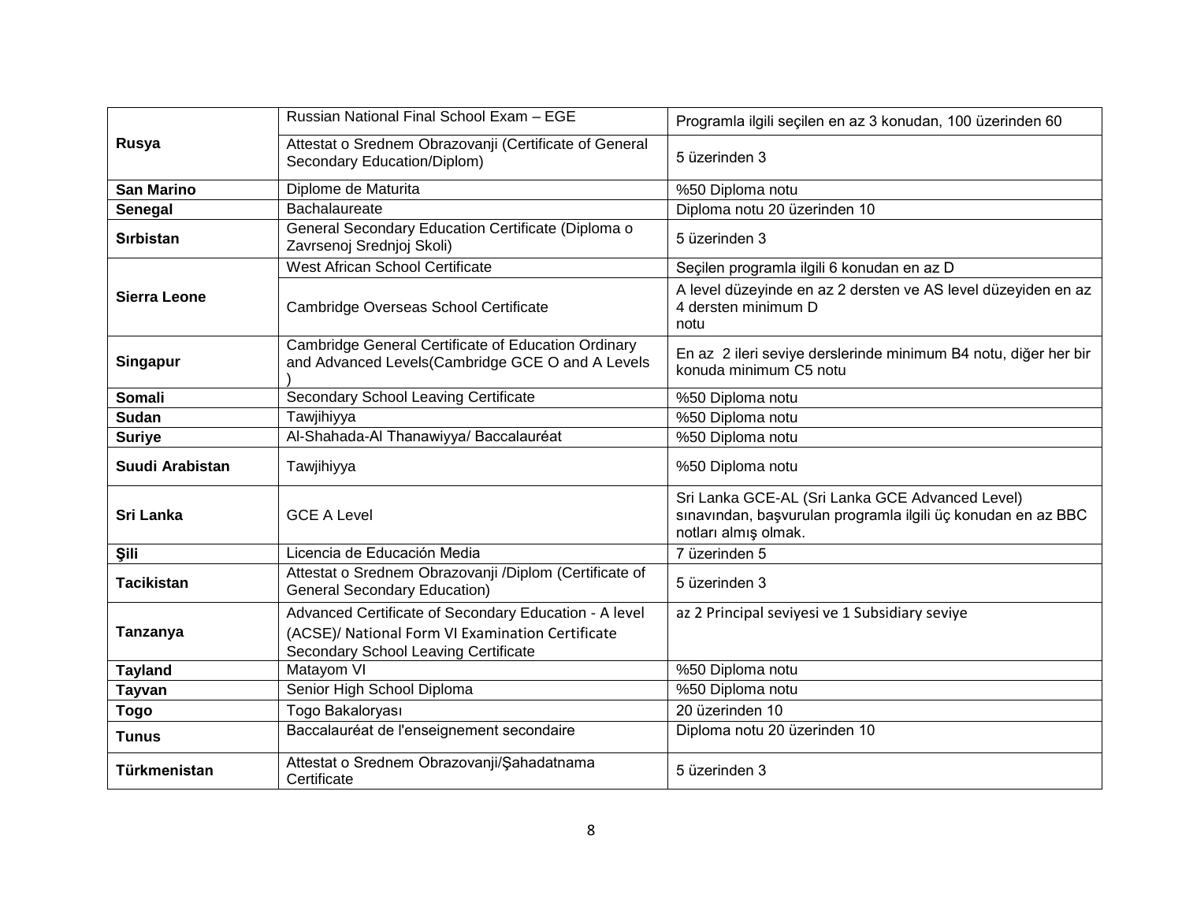| | | |
|---|---|---|
| **Rusya** | Russian National Final School Exam – EGE | Programla ilgili seçilen en az 3 konudan, 100 üzerinden 60 |
| | Attestat o Srednem Obrazovanji (Certificate of General Secondary Education/Diplom) | 5 üzerinden 3 |
| **San Marino** | Diplome de Maturita | %50 Diploma notu |
| **Senegal** | Bachalaureate | Diploma notu 20 üzerinden 10 |
| **Sırbistan** | General Secondary Education Certificate (Diploma o Zavrsenoj Srednjoj Skoli) | 5 üzerinden 3 |
| **Sierra Leone** | West African School Certificate | Seçilen programla ilgili 6 konudan en az D |
| | Cambridge Overseas School Certificate | A level düzeyinde en az 2 dersten ve AS level düzeyiden en az 4 dersten minimum D notu |
| **Singapur** | Cambridge General Certificate of Education Ordinary and Advanced Levels(Cambridge GCE O and A Levels ) | En az 2 ileri seviye derslerinde minimum B4 notu, diğer her bir konuda minimum C5 notu |
| **Somali** | Secondary School Leaving Certificate | %50 Diploma notu |
| **Sudan** | Tawjihiyya | %50 Diploma notu |
| **Suriye** | Al-Shahada-Al Thanawiyya/ Baccalauréat | %50 Diploma notu |
| **Suudi Arabistan** | Tawjihiyya | %50 Diploma notu |
| **Sri Lanka** | GCE A Level | Sri Lanka GCE-AL (Sri Lanka GCE Advanced Level) sınavından, başvurulan programla ilgili üç konudan en az BBC notları almış olmak. |
| **Şili** | Licencia de Educación Media | 7 üzerinden 5 |
| **Tacikistan** | Attestat o Srednem Obrazovanji /Diplom (Certificate of General Secondary Education) | 5 üzerinden 3 |
| **Tanzanya** | Advanced Certificate of Secondary Education - A level (ACSE)/ National Form VI Examination Certificate Secondary School Leaving Certificate | az 2 Principal seviyesi ve 1 Subsidiary seviye |
| **Tayland** | Matayom VI | %50 Diploma notu |
| **Tayvan** | Senior High School Diploma | %50 Diploma notu |
| **Togo** | Togo Bakaloryası | 20 üzerinden 10 |
| **Tunus** | Baccalauréat de l'enseignement secondaire | Diploma notu 20 üzerinden 10 |
| **Türkmenistan** | Attestat o Srednem Obrazovanji/Şahadatnama Certificate | 5 üzerinden 3 |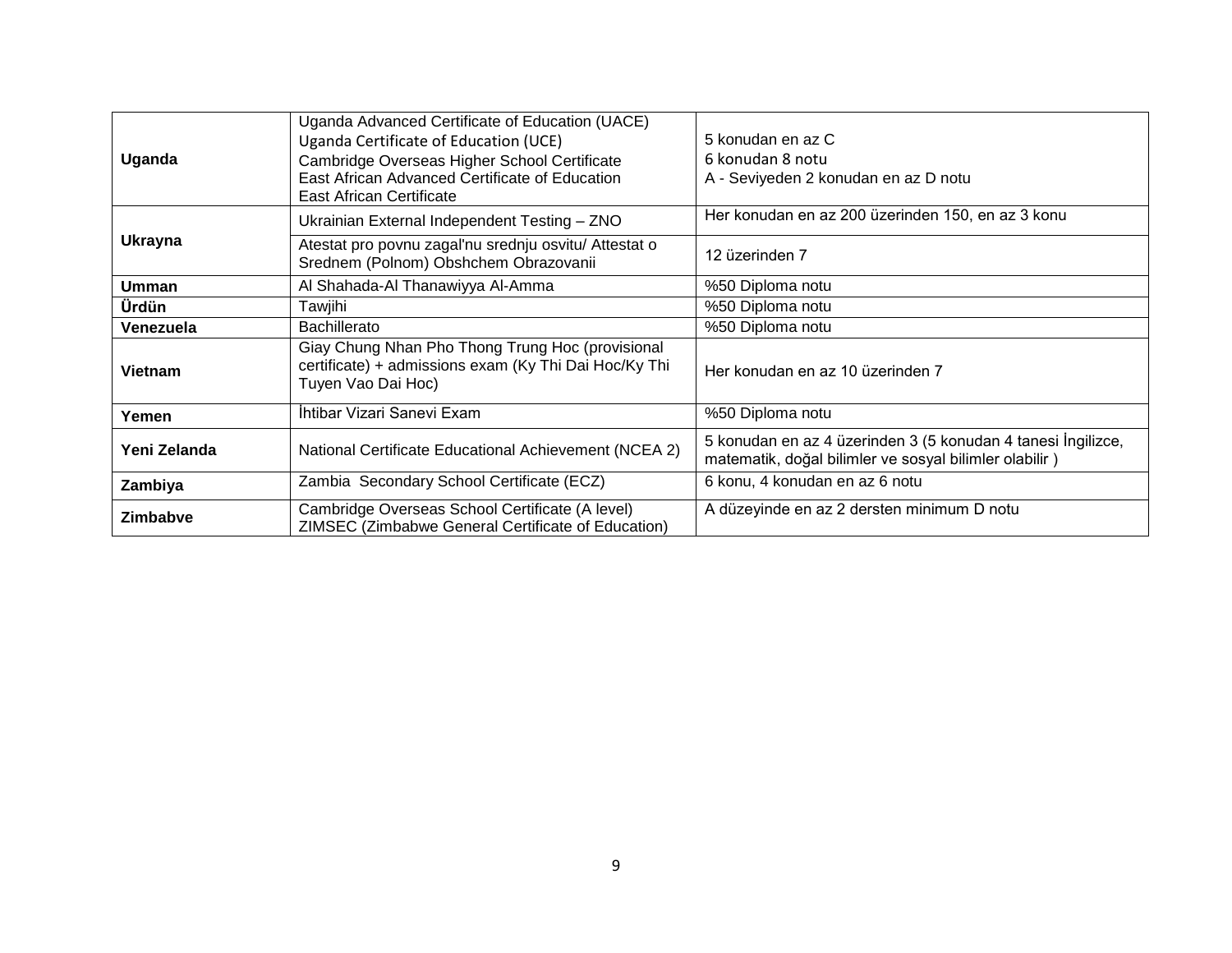| | | |
|---|---|---|
| **Uganda** | Uganda Advanced Certificate of Education (UACE)<br>Uganda Certificate of Education (UCE)<br>Cambridge Overseas Higher School Certificate<br>East African Advanced Certificate of Education<br>East African Certificate | 5 konudan en az C<br>6 konudan 8 notu<br>A - Seviyeden 2 konudan en az D notu |
| **Ukrayna** | Ukrainian External Independent Testing – ZNO | Her konudan en az 200 üzerinden 150, en az 3 konu |
| | Atestat pro povnu zagal'nu srednju osvitu/ Attestat o Srednem (Polnom) Obshchem Obrazovanii | 12 üzerinden 7 |
| **Umman** | Al Shahada-Al Thanawiyya Al-Amma | %50 Diploma notu |
| **Ürdün** | Tawjihi | %50 Diploma notu |
| **Venezuela** | Bachillerato | %50 Diploma notu |
| **Vietnam** | Giay Chung Nhan Pho Thong Trung Hoc (provisional certificate) + admissions exam (Ky Thi Dai Hoc/Ky Thi Tuyen Vao Dai Hoc) | Her konudan en az 10 üzerinden 7 |
| **Yemen** | İhtibar Vizari Sanevi Exam | %50 Diploma notu |
| **Yeni Zelanda** | National Certificate Educational Achievement (NCEA 2) | 5 konudan en az 4 üzerinden 3 (5 konudan 4 tanesi İngilizce, matematik, doğal bilimler ve sosyal bilimler olabilir ) |
| **Zambiya** | Zambia Secondary School Certificate (ECZ) | 6 konu, 4 konudan en az 6 notu |
| **Zimbabve** | Cambridge Overseas School Certificate (A level)<br>ZIMSEC (Zimbabwe General Certificate of Education) | A düzeyinde en az 2 dersten minimum D notu |